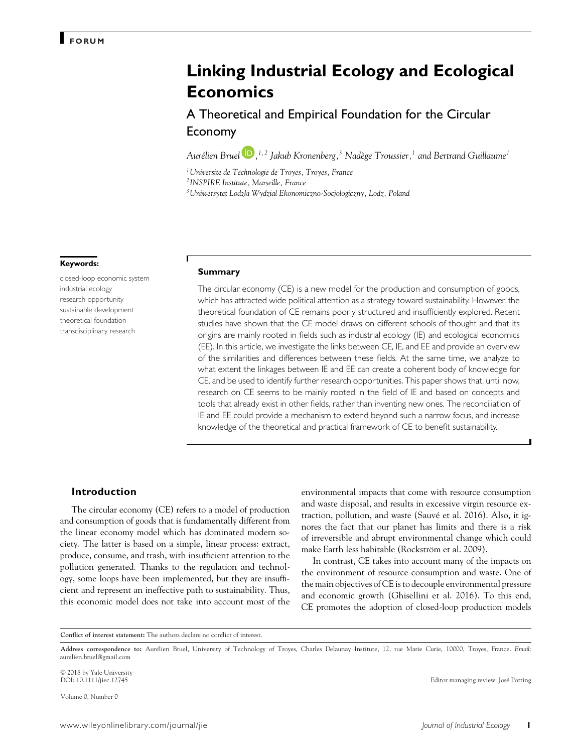FORUM

# Linking Industrial Ecology and Ecological Economics

## A Theoretical and Empirical Foundation for the Circular Economy

*Aurélien Bruel*,[1,2] *Jakub Kronenberg*,[3] *Nadège Troussier*,[1] *and Bertrand Guillaume*[1]

[1]*Universite de Technologie de Troyes, Troyes, France*
[2]*INSPIRE Institute, Marseille, France*
[3]*Uniwersytet Lodzki Wydzial Ekonomiczno-Socjologiczny, Lodz, Poland*

**Keywords:**

closed-loop economic system
industrial ecology
research opportunity
sustainable development
theoretical foundation
transdisciplinary research

**Summary**

The circular economy (CE) is a new model for the production and consumption of goods, which has attracted wide political attention as a strategy toward sustainability. However, the theoretical foundation of CE remains poorly structured and insufficiently explored. Recent studies have shown that the CE model draws on different schools of thought and that its origins are mainly rooted in fields such as industrial ecology (IE) and ecological economics (EE). In this article, we investigate the links between CE, IE, and EE and provide an overview of the similarities and differences between these fields. At the same time, we analyze to what extent the linkages between IE and EE can create a coherent body of knowledge for CE, and be used to identify further research opportunities. This paper shows that, until now, research on CE seems to be mainly rooted in the field of IE and based on concepts and tools that already exist in other fields, rather than inventing new ones. The reconciliation of IE and EE could provide a mechanism to extend beyond such a narrow focus, and increase knowledge of the theoretical and practical framework of CE to benefit sustainability.

## Introduction

The circular economy (CE) refers to a model of production and consumption of goods that is fundamentally different from the linear economy model which has dominated modern society. The latter is based on a simple, linear process: extract, produce, consume, and trash, with insufficient attention to the pollution generated. Thanks to the regulation and technology, some loops have been implemented, but they are insufficient and represent an ineffective path to sustainability. Thus, this economic model does not take into account most of the environmental impacts that come with resource consumption and waste disposal, and results in excessive virgin resource extraction, pollution, and waste (Sauvé et al. 2016). Also, it ignores the fact that our planet has limits and there is a risk of irreversible and abrupt environmental change which could make Earth less habitable (Rockström et al. 2009).

In contrast, CE takes into account many of the impacts on the environment of resource consumption and waste. One of the main objectives of CE is to decouple environmental pressure and economic growth (Ghisellini et al. 2016). To this end, CE promotes the adoption of closed-loop production models

**Conflict of interest statement:** The authors declare no conflict of interest.

**Address correspondence to:** Aurélien Bruel, University of Technology of Troyes, Charles Delaunay Institute, 12, rue Marie Curie, 10000, Troyes, France. *Email:* aurelien.bruel@gmail.com

© 2018 by Yale University
DOI: 10.1111/jiec.12745

Editor managing review: José Potting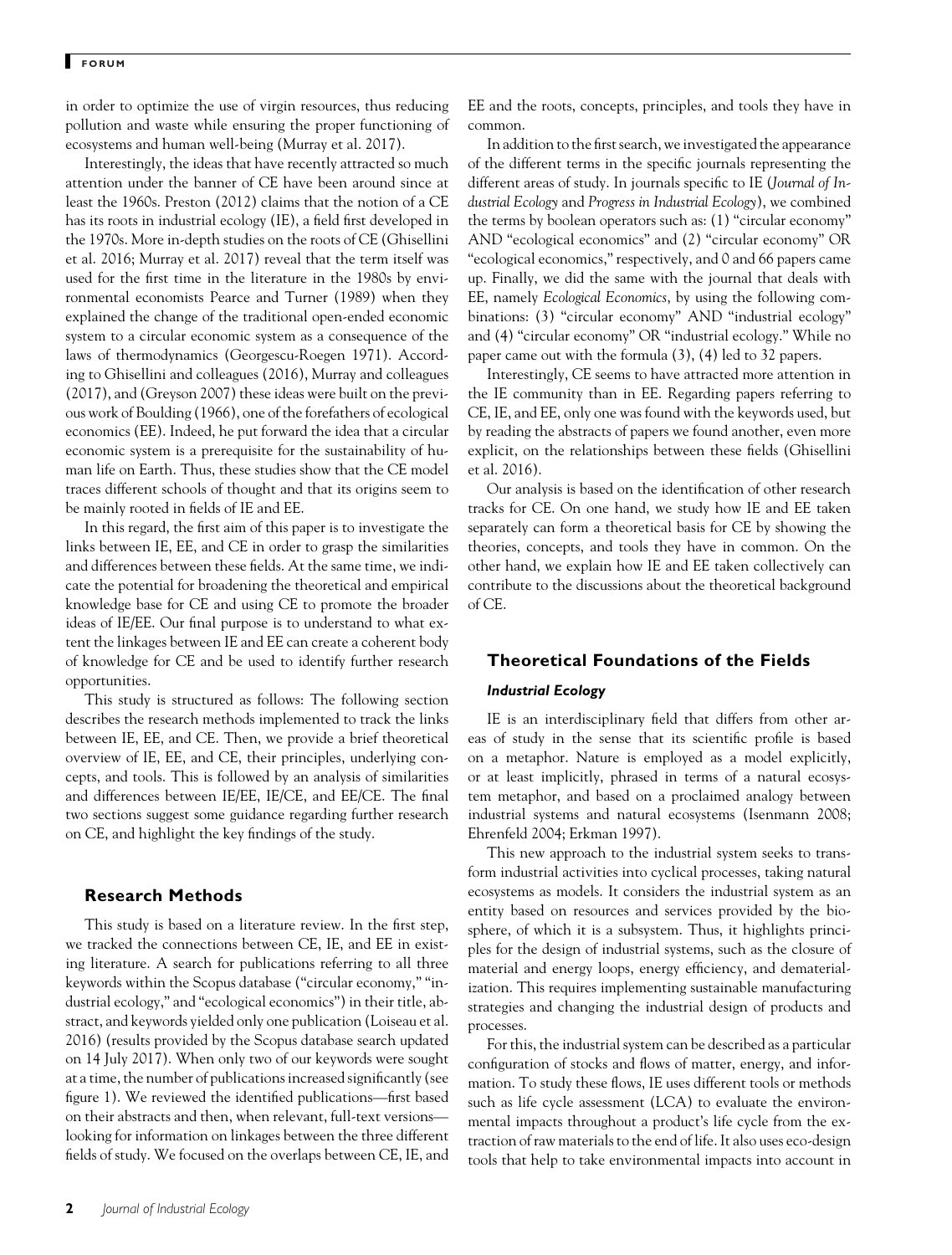in order to optimize the use of virgin resources, thus reducing pollution and waste while ensuring the proper functioning of ecosystems and human well-being (Murray et al. 2017).

Interestingly, the ideas that have recently attracted so much attention under the banner of CE have been around since at least the 1960s. Preston (2012) claims that the notion of a CE has its roots in industrial ecology (IE), a field first developed in the 1970s. More in-depth studies on the roots of CE (Ghisellini et al. 2016; Murray et al. 2017) reveal that the term itself was used for the first time in the literature in the 1980s by environmental economists Pearce and Turner (1989) when they explained the change of the traditional open-ended economic system to a circular economic system as a consequence of the laws of thermodynamics (Georgescu-Roegen 1971). According to Ghisellini and colleagues (2016), Murray and colleagues (2017), and (Greyson 2007) these ideas were built on the previous work of Boulding (1966), one of the forefathers of ecological economics (EE). Indeed, he put forward the idea that a circular economic system is a prerequisite for the sustainability of human life on Earth. Thus, these studies show that the CE model traces different schools of thought and that its origins seem to be mainly rooted in fields of IE and EE.

In this regard, the first aim of this paper is to investigate the links between IE, EE, and CE in order to grasp the similarities and differences between these fields. At the same time, we indicate the potential for broadening the theoretical and empirical knowledge base for CE and using CE to promote the broader ideas of IE/EE. Our final purpose is to understand to what extent the linkages between IE and EE can create a coherent body of knowledge for CE and be used to identify further research opportunities.

This study is structured as follows: The following section describes the research methods implemented to track the links between IE, EE, and CE. Then, we provide a brief theoretical overview of IE, EE, and CE, their principles, underlying concepts, and tools. This is followed by an analysis of similarities and differences between IE/EE, IE/CE, and EE/CE. The final two sections suggest some guidance regarding further research on CE, and highlight the key findings of the study.

## Research Methods

This study is based on a literature review. In the first step, we tracked the connections between CE, IE, and EE in existing literature. A search for publications referring to all three keywords within the Scopus database ("circular economy," "industrial ecology," and "ecological economics") in their title, abstract, and keywords yielded only one publication (Loiseau et al. 2016) (results provided by the Scopus database search updated on 14 July 2017). When only two of our keywords were sought at a time, the number of publications increased significantly (see figure 1). We reviewed the identified publications—first based on their abstracts and then, when relevant, full-text versions—looking for information on linkages between the three different fields of study. We focused on the overlaps between CE, IE, and EE and the roots, concepts, principles, and tools they have in common.

In addition to the first search, we investigated the appearance of the different terms in the specific journals representing the different areas of study. In journals specific to IE (*Journal of Industrial Ecology* and *Progress in Industrial Ecology*), we combined the terms by boolean operators such as: (1) "circular economy" AND "ecological economics" and (2) "circular economy" OR "ecological economics," respectively, and 0 and 66 papers came up. Finally, we did the same with the journal that deals with EE, namely *Ecological Economics*, by using the following combinations: (3) "circular economy" AND "industrial ecology" and (4) "circular economy" OR "industrial ecology." While no paper came out with the formula (3), (4) led to 32 papers.

Interestingly, CE seems to have attracted more attention in the IE community than in EE. Regarding papers referring to CE, IE, and EE, only one was found with the keywords used, but by reading the abstracts of papers we found another, even more explicit, on the relationships between these fields (Ghisellini et al. 2016).

Our analysis is based on the identification of other research tracks for CE. On one hand, we study how IE and EE taken separately can form a theoretical basis for CE by showing the theories, concepts, and tools they have in common. On the other hand, we explain how IE and EE taken collectively can contribute to the discussions about the theoretical background of CE.

## Theoretical Foundations of the Fields

### Industrial Ecology

IE is an interdisciplinary field that differs from other areas of study in the sense that its scientific profile is based on a metaphor. Nature is employed as a model explicitly, or at least implicitly, phrased in terms of a natural ecosystem metaphor, and based on a proclaimed analogy between industrial systems and natural ecosystems (Isenmann 2008; Ehrenfeld 2004; Erkman 1997).

This new approach to the industrial system seeks to transform industrial activities into cyclical processes, taking natural ecosystems as models. It considers the industrial system as an entity based on resources and services provided by the biosphere, of which it is a subsystem. Thus, it highlights principles for the design of industrial systems, such as the closure of material and energy loops, energy efficiency, and dematerialization. This requires implementing sustainable manufacturing strategies and changing the industrial design of products and processes.

For this, the industrial system can be described as a particular configuration of stocks and flows of matter, energy, and information. To study these flows, IE uses different tools or methods such as life cycle assessment (LCA) to evaluate the environmental impacts throughout a product's life cycle from the extraction of raw materials to the end of life. It also uses eco-design tools that help to take environmental impacts into account in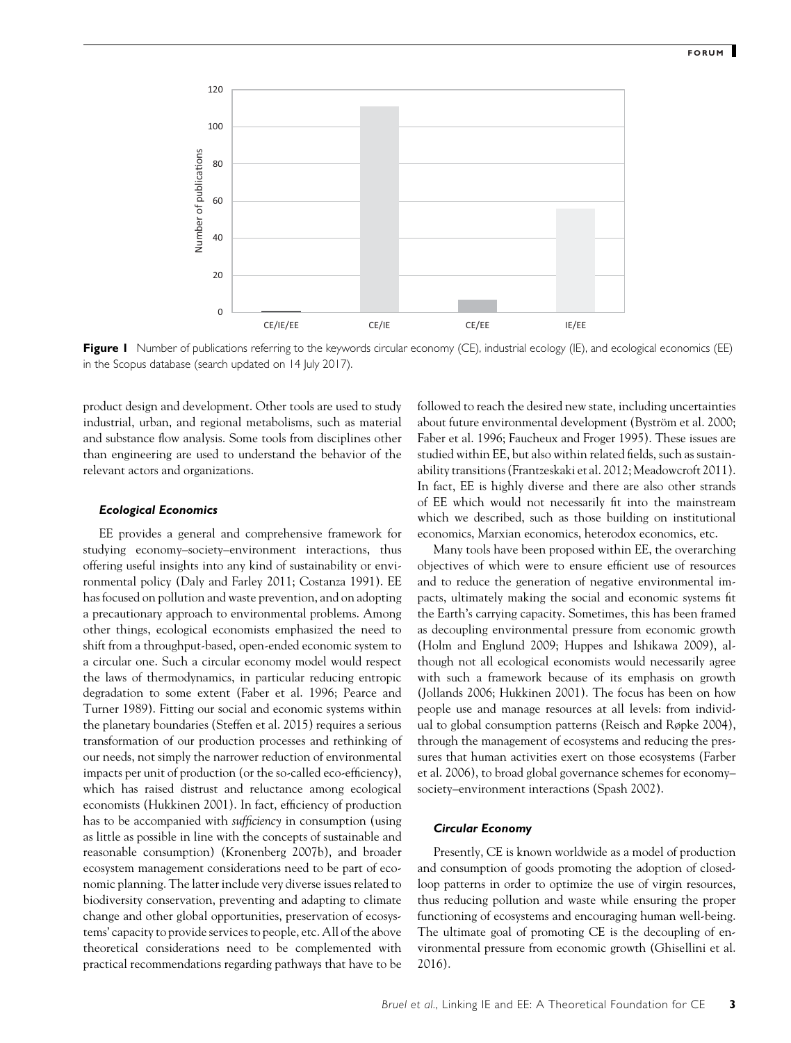**Figure 1** Number of publications referring to the keywords circular economy (CE), industrial ecology (IE), and ecological economics (EE) in the Scopus database (search updated on 14 July 2017).

product design and development. Other tools are used to study industrial, urban, and regional metabolisms, such as material and substance flow analysis. Some tools from disciplines other than engineering are used to understand the behavior of the relevant actors and organizations.

### *Ecological Economics*

EE provides a general and comprehensive framework for studying economy–society–environment interactions, thus offering useful insights into any kind of sustainability or environmental policy (Daly and Farley 2011; Costanza 1991). EE has focused on pollution and waste prevention, and on adopting a precautionary approach to environmental problems. Among other things, ecological economists emphasized the need to shift from a throughput-based, open-ended economic system to a circular one. Such a circular economy model would respect the laws of thermodynamics, in particular reducing entropic degradation to some extent (Faber et al. 1996; Pearce and Turner 1989). Fitting our social and economic systems within the planetary boundaries (Steffen et al. 2015) requires a serious transformation of our production processes and rethinking of our needs, not simply the narrower reduction of environmental impacts per unit of production (or the so-called eco-efficiency), which has raised distrust and reluctance among ecological economists (Hukkinen 2001). In fact, efficiency of production has to be accompanied with *sufficiency* in consumption (using as little as possible in line with the concepts of sustainable and reasonable consumption) (Kronenberg 2007b), and broader ecosystem management considerations need to be part of economic planning. The latter include very diverse issues related to biodiversity conservation, preventing and adapting to climate change and other global opportunities, preservation of ecosystems' capacity to provide services to people, etc. All of the above theoretical considerations need to be complemented with practical recommendations regarding pathways that have to be followed to reach the desired new state, including uncertainties about future environmental development (Byström et al. 2000; Faber et al. 1996; Faucheux and Froger 1995). These issues are studied within EE, but also within related fields, such as sustainability transitions (Frantzeskaki et al. 2012; Meadowcroft 2011). In fact, EE is highly diverse and there are also other strands of EE which would not necessarily fit into the mainstream which we described, such as those building on institutional economics, Marxian economics, heterodox economics, etc.

Many tools have been proposed within EE, the overarching objectives of which were to ensure efficient use of resources and to reduce the generation of negative environmental impacts, ultimately making the social and economic systems fit the Earth's carrying capacity. Sometimes, this has been framed as decoupling environmental pressure from economic growth (Holm and Englund 2009; Huppes and Ishikawa 2009), although not all ecological economists would necessarily agree with such a framework because of its emphasis on growth (Jollands 2006; Hukkinen 2001). The focus has been on how people use and manage resources at all levels: from individual to global consumption patterns (Reisch and Røpke 2004), through the management of ecosystems and reducing the pressures that human activities exert on those ecosystems (Farber et al. 2006), to broad global governance schemes for economy–society–environment interactions (Spash 2002).

### *Circular Economy*

Presently, CE is known worldwide as a model of production and consumption of goods promoting the adoption of closed-loop patterns in order to optimize the use of virgin resources, thus reducing pollution and waste while ensuring the proper functioning of ecosystems and encouraging human well-being. The ultimate goal of promoting CE is the decoupling of environmental pressure from economic growth (Ghisellini et al. 2016).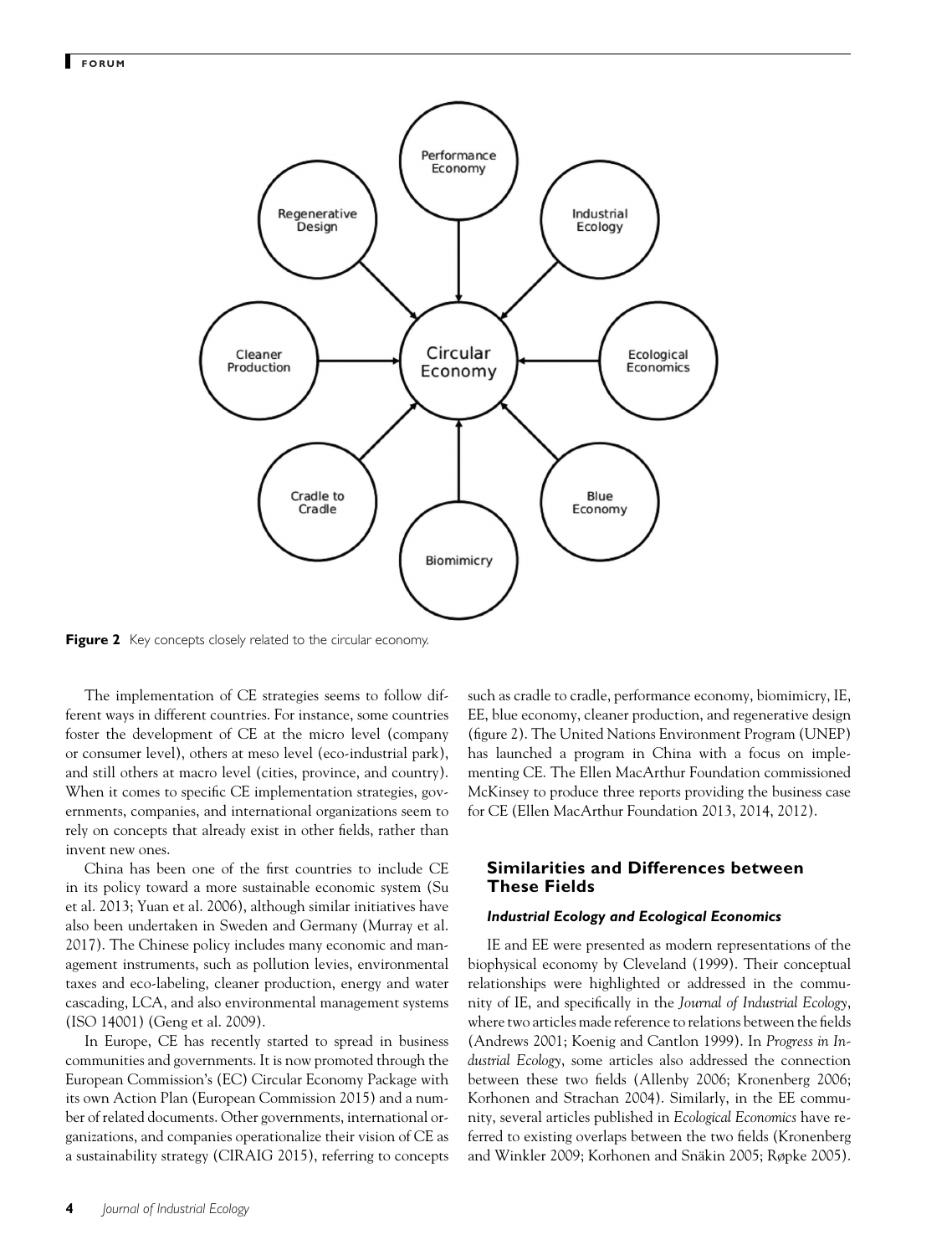**Figure 2** Key concepts closely related to the circular economy.

The implementation of CE strategies seems to follow different ways in different countries. For instance, some countries foster the development of CE at the micro level (company or consumer level), others at meso level (eco-industrial park), and still others at macro level (cities, province, and country). When it comes to specific CE implementation strategies, governments, companies, and international organizations seem to rely on concepts that already exist in other fields, rather than invent new ones.

China has been one of the first countries to include CE in its policy toward a more sustainable economic system (Su et al. 2013; Yuan et al. 2006), although similar initiatives have also been undertaken in Sweden and Germany (Murray et al. 2017). The Chinese policy includes many economic and management instruments, such as pollution levies, environmental taxes and eco-labeling, cleaner production, energy and water cascading, LCA, and also environmental management systems (ISO 14001) (Geng et al. 2009).

In Europe, CE has recently started to spread in business communities and governments. It is now promoted through the European Commission's (EC) Circular Economy Package with its own Action Plan (European Commission 2015) and a number of related documents. Other governments, international organizations, and companies operationalize their vision of CE as a sustainability strategy (CIRAIG 2015), referring to concepts such as cradle to cradle, performance economy, biomimicry, IE, EE, blue economy, cleaner production, and regenerative design (figure 2). The United Nations Environment Program (UNEP) has launched a program in China with a focus on implementing CE. The Ellen MacArthur Foundation commissioned McKinsey to produce three reports providing the business case for CE (Ellen MacArthur Foundation 2013, 2014, 2012).

## Similarities and Differences between These Fields

### *Industrial Ecology and Ecological Economics*

IE and EE were presented as modern representations of the biophysical economy by Cleveland (1999). Their conceptual relationships were highlighted or addressed in the community of IE, and specifically in the *Journal of Industrial Ecology*, where two articles made reference to relations between the fields (Andrews 2001; Koenig and Cantlon 1999). In *Progress in Industrial Ecology*, some articles also addressed the connection between these two fields (Allenby 2006; Kronenberg 2006; Korhonen and Strachan 2004). Similarly, in the EE community, several articles published in *Ecological Economics* have referred to existing overlaps between the two fields (Kronenberg and Winkler 2009; Korhonen and Snäkin 2005; Røpke 2005).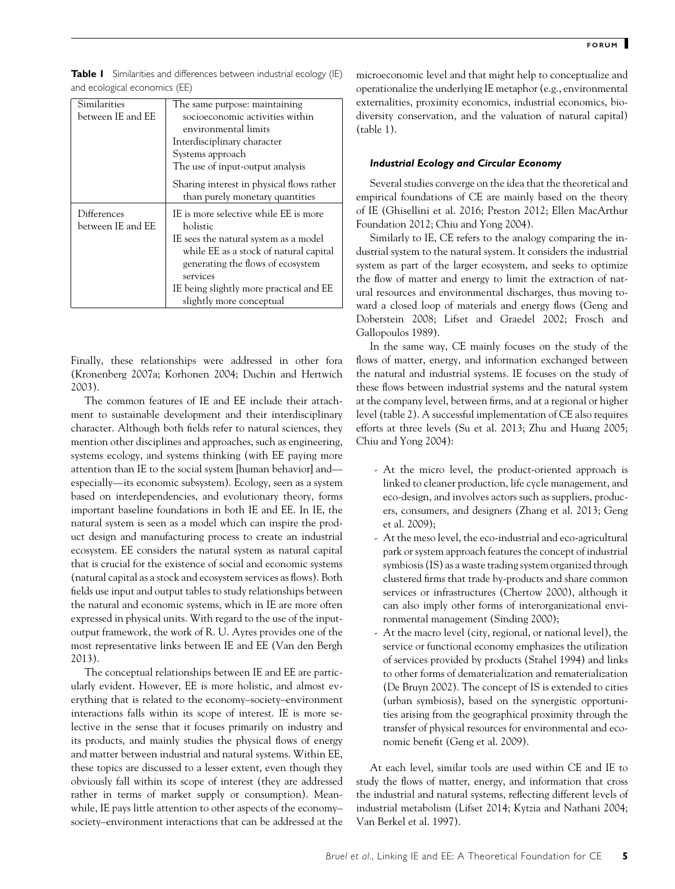**Table 1** Similarities and differences between industrial ecology (IE) and ecological economics (EE)

| | |
|---|---|
| Similarities between IE and EE | The same purpose: maintaining socioeconomic activities within environmental limits<br>Interdisciplinary character<br>Systems approach<br>The use of input-output analysis<br>Sharing interest in physical flows rather than purely monetary quantities |
| Differences between IE and EE | IE is more selective while EE is more holistic<br>IE sees the natural system as a model while EE as a stock of natural capital generating the flows of ecosystem services<br>IE being slightly more practical and EE slightly more conceptual |

Finally, these relationships were addressed in other fora (Kronenberg 2007a; Korhonen 2004; Duchin and Hertwich 2003).

The common features of IE and EE include their attachment to sustainable development and their interdisciplinary character. Although both fields refer to natural sciences, they mention other disciplines and approaches, such as engineering, systems ecology, and systems thinking (with EE paying more attention than IE to the social system [human behavior] and—especially—its economic subsystem). Ecology, seen as a system based on interdependencies, and evolutionary theory, forms important baseline foundations in both IE and EE. In IE, the natural system is seen as a model which can inspire the product design and manufacturing process to create an industrial ecosystem. EE considers the natural system as natural capital that is crucial for the existence of social and economic systems (natural capital as a stock and ecosystem services as flows). Both fields use input and output tables to study relationships between the natural and economic systems, which in IE are more often expressed in physical units. With regard to the use of the input-output framework, the work of R. U. Ayres provides one of the most representative links between IE and EE (Van den Bergh 2013).

The conceptual relationships between IE and EE are particularly evident. However, EE is more holistic, and almost everything that is related to the economy–society–environment interactions falls within its scope of interest. IE is more selective in the sense that it focuses primarily on industry and its products, and mainly studies the physical flows of energy and matter between industrial and natural systems. Within EE, these topics are discussed to a lesser extent, even though they obviously fall within its scope of interest (they are addressed rather in terms of market supply or consumption). Meanwhile, IE pays little attention to other aspects of the economy–society–environment interactions that can be addressed at the microeconomic level and that might help to conceptualize and operationalize the underlying IE metaphor (e.g., environmental externalities, proximity economics, industrial economics, biodiversity conservation, and the valuation of natural capital) (table 1).

### *Industrial Ecology and Circular Economy*

Several studies converge on the idea that the theoretical and empirical foundations of CE are mainly based on the theory of IE (Ghisellini et al. 2016; Preston 2012; Ellen MacArthur Foundation 2012; Chiu and Yong 2004).

Similarly to IE, CE refers to the analogy comparing the industrial system to the natural system. It considers the industrial system as part of the larger ecosystem, and seeks to optimize the flow of matter and energy to limit the extraction of natural resources and environmental discharges, thus moving toward a closed loop of materials and energy flows (Geng and Doberstein 2008; Lifset and Graedel 2002; Frosch and Gallopoulos 1989).

In the same way, CE mainly focuses on the study of the flows of matter, energy, and information exchanged between the natural and industrial systems. IE focuses on the study of these flows between industrial systems and the natural system at the company level, between firms, and at a regional or higher level (table 2). A successful implementation of CE also requires efforts at three levels (Su et al. 2013; Zhu and Huang 2005; Chiu and Yong 2004):

- At the micro level, the product-oriented approach is linked to cleaner production, life cycle management, and eco-design, and involves actors such as suppliers, producers, consumers, and designers (Zhang et al. 2013; Geng et al. 2009);
- At the meso level, the eco-industrial and eco-agricultural park or system approach features the concept of industrial symbiosis (IS) as a waste trading system organized through clustered firms that trade by-products and share common services or infrastructures (Chertow 2000), although it can also imply other forms of interorganizational environmental management (Sinding 2000);
- At the macro level (city, regional, or national level), the service or functional economy emphasizes the utilization of services provided by products (Stahel 1994) and links to other forms of dematerialization and rematerialization (De Bruyn 2002). The concept of IS is extended to cities (urban symbiosis), based on the synergistic opportunities arising from the geographical proximity through the transfer of physical resources for environmental and economic benefit (Geng et al. 2009).

At each level, similar tools are used within CE and IE to study the flows of matter, energy, and information that cross the industrial and natural systems, reflecting different levels of industrial metabolism (Lifset 2014; Kytzia and Nathani 2004; Van Berkel et al. 1997).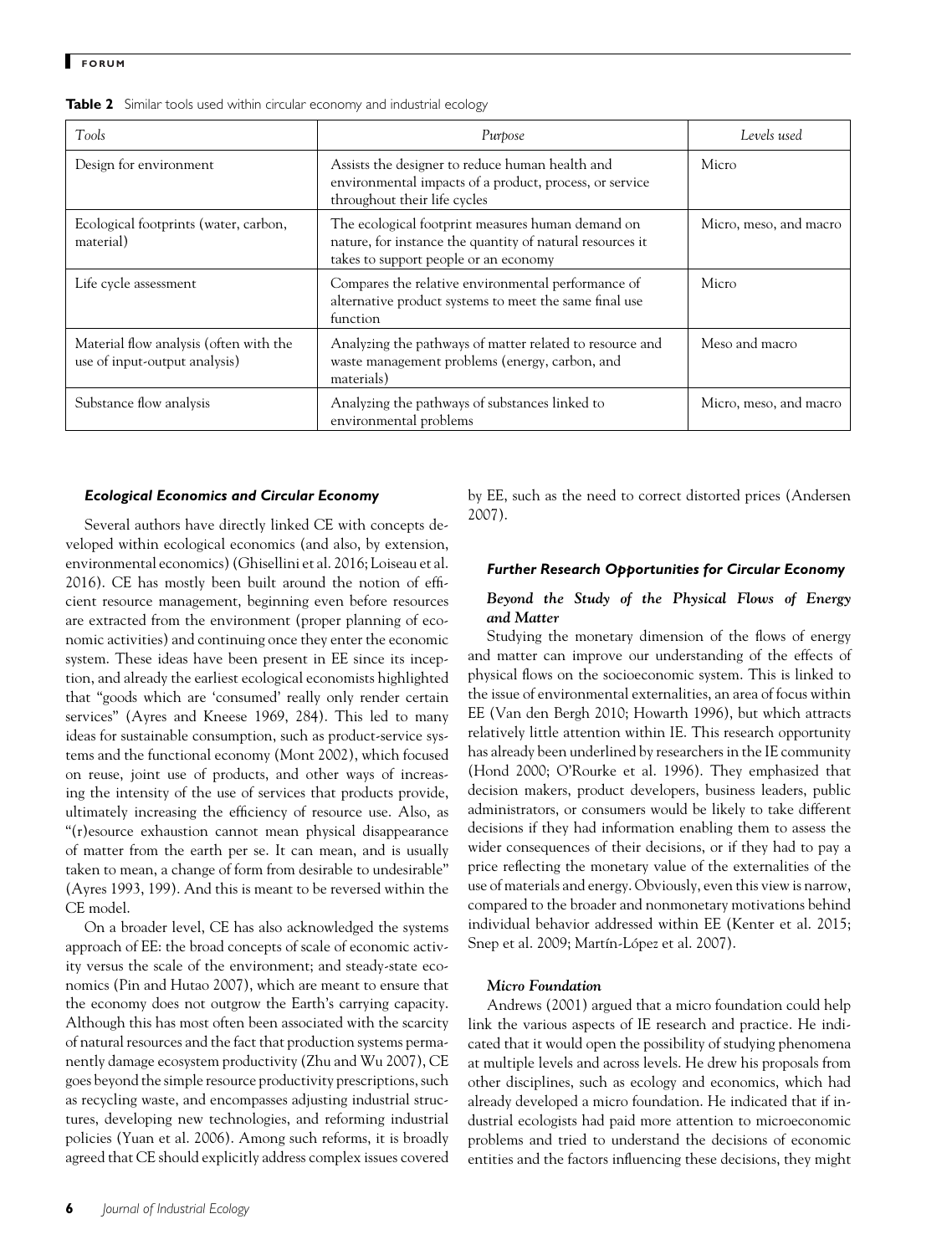**Table 2** Similar tools used within circular economy and industrial ecology

| *Tools* | *Purpose* | *Levels used* |
|---|---|---|
| Design for environment | Assists the designer to reduce human health and environmental impacts of a product, process, or service throughout their life cycles | Micro |
| Ecological footprints (water, carbon, material) | The ecological footprint measures human demand on nature, for instance the quantity of natural resources it takes to support people or an economy | Micro, meso, and macro |
| Life cycle assessment | Compares the relative environmental performance of alternative product systems to meet the same final use function | Micro |
| Material flow analysis (often with the use of input-output analysis) | Analyzing the pathways of matter related to resource and waste management problems (energy, carbon, and materials) | Meso and macro |
| Substance flow analysis | Analyzing the pathways of substances linked to environmental problems | Micro, meso, and macro |

### *Ecological Economics and Circular Economy*

Several authors have directly linked CE with concepts developed within ecological economics (and also, by extension, environmental economics) (Ghisellini et al. 2016; Loiseau et al. 2016). CE has mostly been built around the notion of efficient resource management, beginning even before resources are extracted from the environment (proper planning of economic activities) and continuing once they enter the economic system. These ideas have been present in EE since its inception, and already the earliest ecological economists highlighted that "goods which are 'consumed' really only render certain services" (Ayres and Kneese 1969, 284). This led to many ideas for sustainable consumption, such as product-service systems and the functional economy (Mont 2002), which focused on reuse, joint use of products, and other ways of increasing the intensity of the use of services that products provide, ultimately increasing the efficiency of resource use. Also, as "(r)esource exhaustion cannot mean physical disappearance of matter from the earth per se. It can mean, and is usually taken to mean, a change of form from desirable to undesirable" (Ayres 1993, 199). And this is meant to be reversed within the CE model.

On a broader level, CE has also acknowledged the systems approach of EE: the broad concepts of scale of economic activity versus the scale of the environment; and steady-state economics (Pin and Hutao 2007), which are meant to ensure that the economy does not outgrow the Earth's carrying capacity. Although this has most often been associated with the scarcity of natural resources and the fact that production systems permanently damage ecosystem productivity (Zhu and Wu 2007), CE goes beyond the simple resource productivity prescriptions, such as recycling waste, and encompasses adjusting industrial structures, developing new technologies, and reforming industrial policies (Yuan et al. 2006). Among such reforms, it is broadly agreed that CE should explicitly address complex issues covered by EE, such as the need to correct distorted prices (Andersen 2007).

### *Further Research Opportunities for Circular Economy*

#### *Beyond the Study of the Physical Flows of Energy and Matter*

Studying the monetary dimension of the flows of energy and matter can improve our understanding of the effects of physical flows on the socioeconomic system. This is linked to the issue of environmental externalities, an area of focus within EE (Van den Bergh 2010; Howarth 1996), but which attracts relatively little attention within IE. This research opportunity has already been underlined by researchers in the IE community (Hond 2000; O'Rourke et al. 1996). They emphasized that decision makers, product developers, business leaders, public administrators, or consumers would be likely to take different decisions if they had information enabling them to assess the wider consequences of their decisions, or if they had to pay a price reflecting the monetary value of the externalities of the use of materials and energy. Obviously, even this view is narrow, compared to the broader and nonmonetary motivations behind individual behavior addressed within EE (Kenter et al. 2015; Snep et al. 2009; Martín-López et al. 2007).

#### *Micro Foundation*

Andrews (2001) argued that a micro foundation could help link the various aspects of IE research and practice. He indicated that it would open the possibility of studying phenomena at multiple levels and across levels. He drew his proposals from other disciplines, such as ecology and economics, which had already developed a micro foundation. He indicated that if industrial ecologists had paid more attention to microeconomic problems and tried to understand the decisions of economic entities and the factors influencing these decisions, they might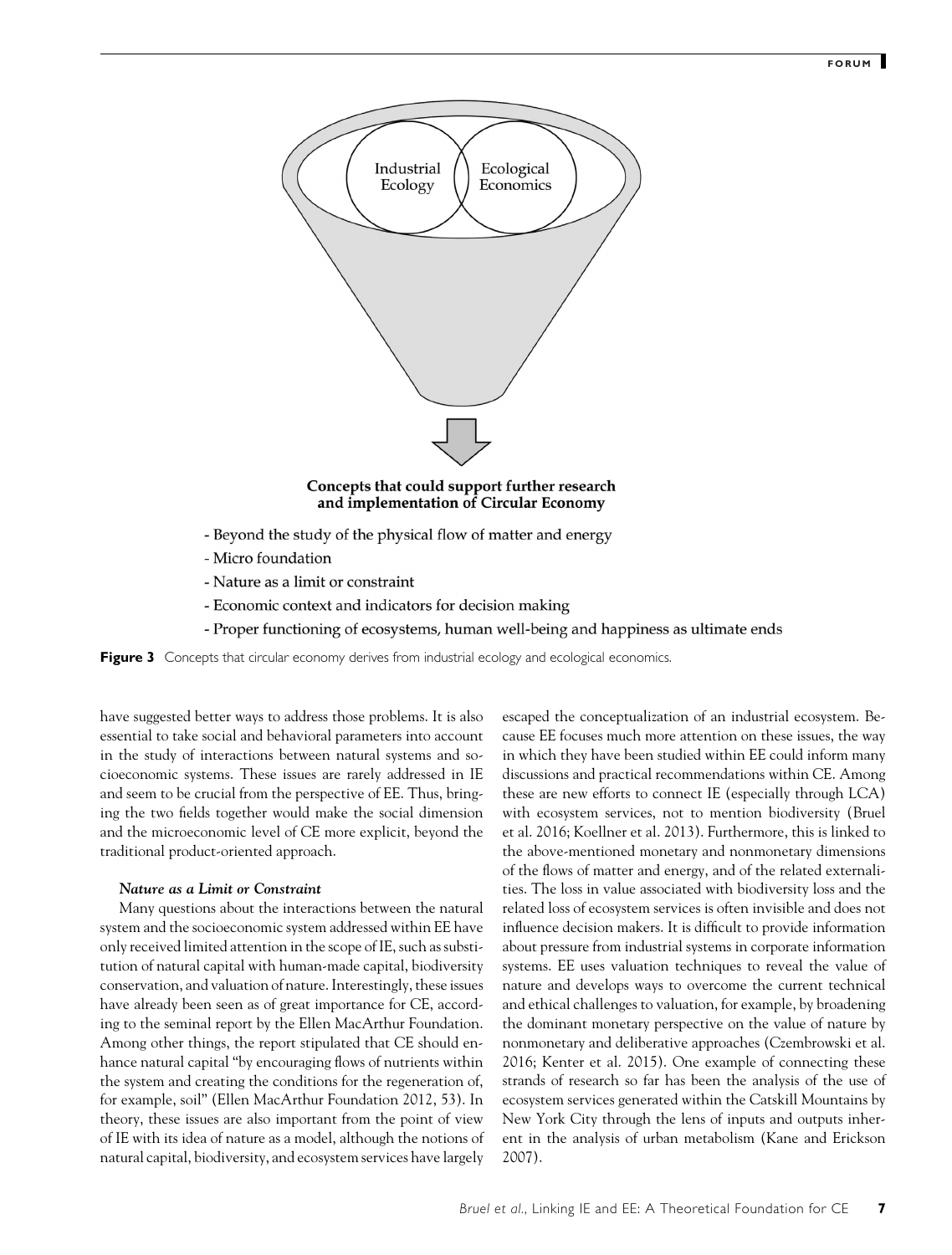Industrial Ecology

Ecological Economics

Concepts that could support further research and implementation of Circular Economy

- Beyond the study of the physical flow of matter and energy
- Micro foundation
- Nature as a limit or constraint
- Economic context and indicators for decision making
- Proper functioning of ecosystems, human well-being and happiness as ultimate ends

**Figure 3** Concepts that circular economy derives from industrial ecology and ecological economics.

have suggested better ways to address those problems. It is also essential to take social and behavioral parameters into account in the study of interactions between natural systems and socioeconomic systems. These issues are rarely addressed in IE and seem to be crucial from the perspective of EE. Thus, bringing the two fields together would make the social dimension and the microeconomic level of CE more explicit, beyond the traditional product-oriented approach.

#### *Nature as a Limit or Constraint*

Many questions about the interactions between the natural system and the socioeconomic system addressed within EE have only received limited attention in the scope of IE, such as substitution of natural capital with human-made capital, biodiversity conservation, and valuation of nature. Interestingly, these issues have already been seen as of great importance for CE, according to the seminal report by the Ellen MacArthur Foundation. Among other things, the report stipulated that CE should enhance natural capital "by encouraging flows of nutrients within the system and creating the conditions for the regeneration of, for example, soil" (Ellen MacArthur Foundation 2012, 53). In theory, these issues are also important from the point of view of IE with its idea of nature as a model, although the notions of natural capital, biodiversity, and ecosystem services have largely escaped the conceptualization of an industrial ecosystem. Because EE focuses much more attention on these issues, the way in which they have been studied within EE could inform many discussions and practical recommendations within CE. Among these are new efforts to connect IE (especially through LCA) with ecosystem services, not to mention biodiversity (Bruel et al. 2016; Koellner et al. 2013). Furthermore, this is linked to the above-mentioned monetary and nonmonetary dimensions of the flows of matter and energy, and of the related externalities. The loss in value associated with biodiversity loss and the related loss of ecosystem services is often invisible and does not influence decision makers. It is difficult to provide information about pressure from industrial systems in corporate information systems. EE uses valuation techniques to reveal the value of nature and develops ways to overcome the current technical and ethical challenges to valuation, for example, by broadening the dominant monetary perspective on the value of nature by nonmonetary and deliberative approaches (Czembrowski et al. 2016; Kenter et al. 2015). One example of connecting these strands of research so far has been the analysis of the use of ecosystem services generated within the Catskill Mountains by New York City through the lens of inputs and outputs inherent in the analysis of urban metabolism (Kane and Erickson 2007).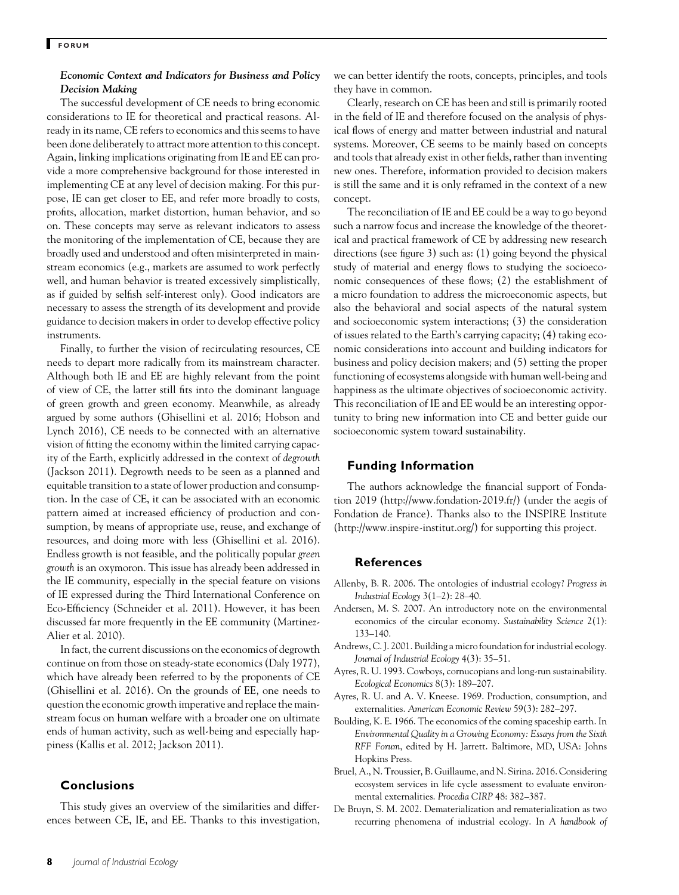### *Economic Context and Indicators for Business and Policy Decision Making*

The successful development of CE needs to bring economic considerations to IE for theoretical and practical reasons. Already in its name, CE refers to economics and this seems to have been done deliberately to attract more attention to this concept. Again, linking implications originating from IE and EE can provide a more comprehensive background for those interested in implementing CE at any level of decision making. For this purpose, IE can get closer to EE, and refer more broadly to costs, profits, allocation, market distortion, human behavior, and so on. These concepts may serve as relevant indicators to assess the monitoring of the implementation of CE, because they are broadly used and understood and often misinterpreted in mainstream economics (e.g., markets are assumed to work perfectly well, and human behavior is treated excessively simplistically, as if guided by selfish self-interest only). Good indicators are necessary to assess the strength of its development and provide guidance to decision makers in order to develop effective policy instruments.

Finally, to further the vision of recirculating resources, CE needs to depart more radically from its mainstream character. Although both IE and EE are highly relevant from the point of view of CE, the latter still fits into the dominant language of green growth and green economy. Meanwhile, as already argued by some authors (Ghisellini et al. 2016; Hobson and Lynch 2016), CE needs to be connected with an alternative vision of fitting the economy within the limited carrying capacity of the Earth, explicitly addressed in the context of *degrowth* (Jackson 2011). Degrowth needs to be seen as a planned and equitable transition to a state of lower production and consumption. In the case of CE, it can be associated with an economic pattern aimed at increased efficiency of production and consumption, by means of appropriate use, reuse, and exchange of resources, and doing more with less (Ghisellini et al. 2016). Endless growth is not feasible, and the politically popular *green growth* is an oxymoron. This issue has already been addressed in the IE community, especially in the special feature on visions of IE expressed during the Third International Conference on Eco-Efficiency (Schneider et al. 2011). However, it has been discussed far more frequently in the EE community (Martinez-Alier et al. 2010).

In fact, the current discussions on the economics of degrowth continue on from those on steady-state economics (Daly 1977), which have already been referred to by the proponents of CE (Ghisellini et al. 2016). On the grounds of EE, one needs to question the economic growth imperative and replace the mainstream focus on human welfare with a broader one on ultimate ends of human activity, such as well-being and especially happiness (Kallis et al. 2012; Jackson 2011).

## Conclusions

This study gives an overview of the similarities and differences between CE, IE, and EE. Thanks to this investigation, we can better identify the roots, concepts, principles, and tools they have in common.

Clearly, research on CE has been and still is primarily rooted in the field of IE and therefore focused on the analysis of physical flows of energy and matter between industrial and natural systems. Moreover, CE seems to be mainly based on concepts and tools that already exist in other fields, rather than inventing new ones. Therefore, information provided to decision makers is still the same and it is only reframed in the context of a new concept.

The reconciliation of IE and EE could be a way to go beyond such a narrow focus and increase the knowledge of the theoretical and practical framework of CE by addressing new research directions (see figure 3) such as: (1) going beyond the physical study of material and energy flows to studying the socioeconomic consequences of these flows; (2) the establishment of a micro foundation to address the microeconomic aspects, but also the behavioral and social aspects of the natural system and socioeconomic system interactions; (3) the consideration of issues related to the Earth's carrying capacity; (4) taking economic considerations into account and building indicators for business and policy decision makers; and (5) setting the proper functioning of ecosystems alongside with human well-being and happiness as the ultimate objectives of socioeconomic activity. This reconciliation of IE and EE would be an interesting opportunity to bring new information into CE and better guide our socioeconomic system toward sustainability.

## Funding Information

The authors acknowledge the financial support of Fondation 2019 (http://www.fondation-2019.fr/) (under the aegis of Fondation de France). Thanks also to the INSPIRE Institute (http://www.inspire-institut.org/) for supporting this project.

## References

Allenby, B. R. 2006. The ontologies of industrial ecology? *Progress in Industrial Ecology* 3(1–2): 28–40.

Andersen, M. S. 2007. An introductory note on the environmental economics of the circular economy. *Sustainability Science* 2(1): 133–140.

Andrews, C. J. 2001. Building a micro foundation for industrial ecology. *Journal of Industrial Ecology* 4(3): 35–51.

Ayres, R. U. 1993. Cowboys, cornucopians and long-run sustainability. *Ecological Economics* 8(3): 189–207.

Ayres, R. U. and A. V. Kneese. 1969. Production, consumption, and externalities. *American Economic Review* 59(3): 282–297.

Boulding, K. E. 1966. The economics of the coming spaceship earth. In *Environmental Quality in a Growing Economy: Essays from the Sixth RFF Forum*, edited by H. Jarrett. Baltimore, MD, USA: Johns Hopkins Press.

Bruel, A., N. Troussier, B. Guillaume, and N. Sirina. 2016. Considering ecosystem services in life cycle assessment to evaluate environmental externalities. *Procedia CIRP* 48: 382–387.

De Bruyn, S. M. 2002. Dematerialization and rematerialization as two recurring phenomena of industrial ecology. In *A handbook of*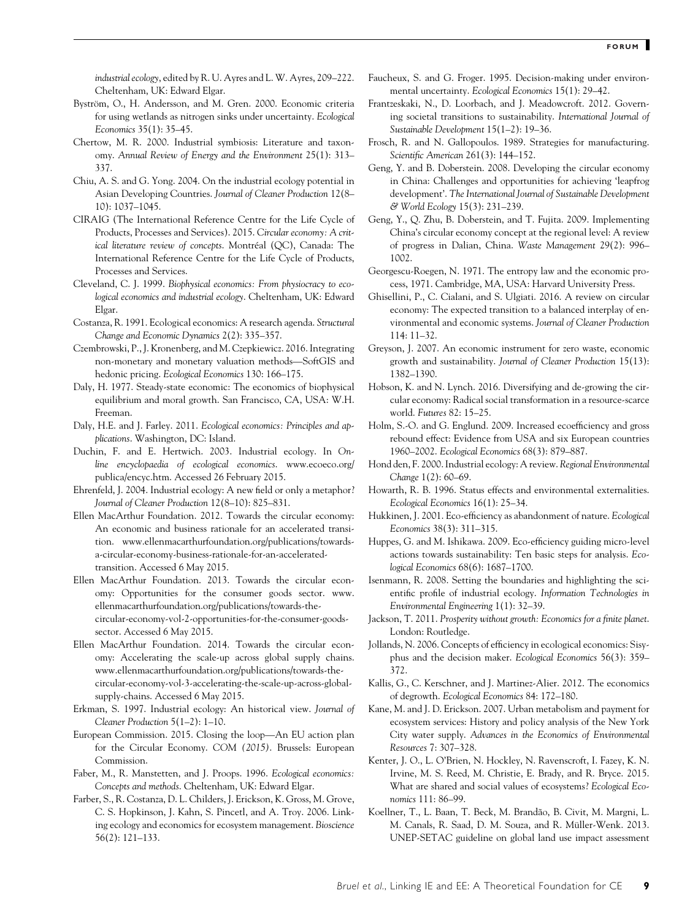*industrial ecology*, edited by R. U. Ayres and L. W. Ayres, 209–222. Cheltenham, UK: Edward Elgar.

Byström, O., H. Andersson, and M. Gren. 2000. Economic criteria for using wetlands as nitrogen sinks under uncertainty. *Ecological Economics* 35(1): 35–45.

Chertow, M. R. 2000. Industrial symbiosis: Literature and taxonomy. *Annual Review of Energy and the Environment* 25(1): 313–337.

Chiu, A. S. and G. Yong. 2004. On the industrial ecology potential in Asian Developing Countries. *Journal of Cleaner Production* 12(8–10): 1037–1045.

CIRAIG (The International Reference Centre for the Life Cycle of Products, Processes and Services). 2015. *Circular economy: A critical literature review of concepts*. Montréal (QC), Canada: The International Reference Centre for the Life Cycle of Products, Processes and Services.

Cleveland, C. J. 1999. *Biophysical economics: From physiocracy to ecological economics and industrial ecology*. Cheltenham, UK: Edward Elgar.

Costanza, R. 1991. Ecological economics: A research agenda. *Structural Change and Economic Dynamics* 2(2): 335–357.

Czembrowski, P., J. Kronenberg, and M. Czepkiewicz. 2016. Integrating non-monetary and monetary valuation methods—SoftGIS and hedonic pricing. *Ecological Economics* 130: 166–175.

Daly, H. 1977. Steady-state economic: The economics of biophysical equilibrium and moral growth. San Francisco, CA, USA: W.H. Freeman.

Daly, H.E. and J. Farley. 2011. *Ecological economics: Principles and applications*. Washington, DC: Island.

Duchin, F. and E. Hertwich. 2003. Industrial ecology. In *Online encyclopaedia of ecological economics*. www.ecoeco.org/publica/encyc.htm. Accessed 26 February 2015.

Ehrenfeld, J. 2004. Industrial ecology: A new field or only a metaphor? *Journal of Cleaner Production* 12(8–10): 825–831.

Ellen MacArthur Foundation. 2012. Towards the circular economy: An economic and business rationale for an accelerated transition. www.ellenmacarthurfoundation.org/publications/towards-a-circular-economy-business-rationale-for-an-accelerated-transition. Accessed 6 May 2015.

Ellen MacArthur Foundation. 2013. Towards the circular economy: Opportunities for the consumer goods sector. www.ellenmacarthurfoundation.org/publications/towards-the-circular-economy-vol-2-opportunities-for-the-consumer-goods-sector. Accessed 6 May 2015.

Ellen MacArthur Foundation. 2014. Towards the circular economy: Accelerating the scale-up across global supply chains. www.ellenmacarthurfoundation.org/publications/towards-the-circular-economy-vol-3-accelerating-the-scale-up-across-global-supply-chains. Accessed 6 May 2015.

Erkman, S. 1997. Industrial ecology: An historical view. *Journal of Cleaner Production* 5(1–2): 1–10.

European Commission. 2015. Closing the loop—An EU action plan for the Circular Economy. *COM (2015)*. Brussels: European Commission.

Faber, M., R. Manstetten, and J. Proops. 1996. *Ecological economics: Concepts and methods*. Cheltenham, UK: Edward Elgar.

Farber, S., R. Costanza, D. L. Childers, J. Erickson, K. Gross, M. Grove, C. S. Hopkinson, J. Kahn, S. Pincetl, and A. Troy. 2006. Linking ecology and economics for ecosystem management. *Bioscience* 56(2): 121–133.

Faucheux, S. and G. Froger. 1995. Decision-making under environmental uncertainty. *Ecological Economics* 15(1): 29–42.

Frantzeskaki, N., D. Loorbach, and J. Meadowcroft. 2012. Governing societal transitions to sustainability. *International Journal of Sustainable Development* 15(1–2): 19–36.

Frosch, R. and N. Gallopoulos. 1989. Strategies for manufacturing. *Scientific American* 261(3): 144–152.

Geng, Y. and B. Doberstein. 2008. Developing the circular economy in China: Challenges and opportunities for achieving 'leapfrog development'. *The International Journal of Sustainable Development & World Ecology* 15(3): 231–239.

Geng, Y., Q. Zhu, B. Doberstein, and T. Fujita. 2009. Implementing China's circular economy concept at the regional level: A review of progress in Dalian, China. *Waste Management* 29(2): 996–1002.

Georgescu-Roegen, N. 1971. The entropy law and the economic process, 1971. Cambridge, MA, USA: Harvard University Press.

Ghisellini, P., C. Cialani, and S. Ulgiati. 2016. A review on circular economy: The expected transition to a balanced interplay of environmental and economic systems. *Journal of Cleaner Production* 114: 11–32.

Greyson, J. 2007. An economic instrument for zero waste, economic growth and sustainability. *Journal of Cleaner Production* 15(13): 1382–1390.

Hobson, K. and N. Lynch. 2016. Diversifying and de-growing the circular economy: Radical social transformation in a resource-scarce world. *Futures* 82: 15–25.

Holm, S.-O. and G. Englund. 2009. Increased ecoefficiency and gross rebound effect: Evidence from USA and six European countries 1960–2002. *Ecological Economics* 68(3): 879–887.

Hond den, F. 2000. Industrial ecology: A review. *Regional Environmental Change* 1(2): 60–69.

Howarth, R. B. 1996. Status effects and environmental externalities. *Ecological Economics* 16(1): 25–34.

Hukkinen, J. 2001. Eco-efficiency as abandonment of nature. *Ecological Economics* 38(3): 311–315.

Huppes, G. and M. Ishikawa. 2009. Eco-efficiency guiding micro-level actions towards sustainability: Ten basic steps for analysis. *Ecological Economics* 68(6): 1687–1700.

Isenmann, R. 2008. Setting the boundaries and highlighting the scientific profile of industrial ecology. *Information Technologies in Environmental Engineering* 1(1): 32–39.

Jackson, T. 2011. *Prosperity without growth: Economics for a finite planet*. London: Routledge.

Jollands, N. 2006. Concepts of efficiency in ecological economics: Sisyphus and the decision maker. *Ecological Economics* 56(3): 359–372.

Kallis, G., C. Kerschner, and J. Martinez-Alier. 2012. The economics of degrowth. *Ecological Economics* 84: 172–180.

Kane, M. and J. D. Erickson. 2007. Urban metabolism and payment for ecosystem services: History and policy analysis of the New York City water supply. *Advances in the Economics of Environmental Resources* 7: 307–328.

Kenter, J. O., L. O'Brien, N. Hockley, N. Ravenscroft, I. Fazey, K. N. Irvine, M. S. Reed, M. Christie, E. Brady, and R. Bryce. 2015. What are shared and social values of ecosystems? *Ecological Economics* 111: 86–99.

Koellner, T., L. Baan, T. Beck, M. Brandão, B. Civit, M. Margni, L. M. Canals, R. Saad, D. M. Souza, and R. Müller-Wenk. 2013. UNEP-SETAC guideline on global land use impact assessment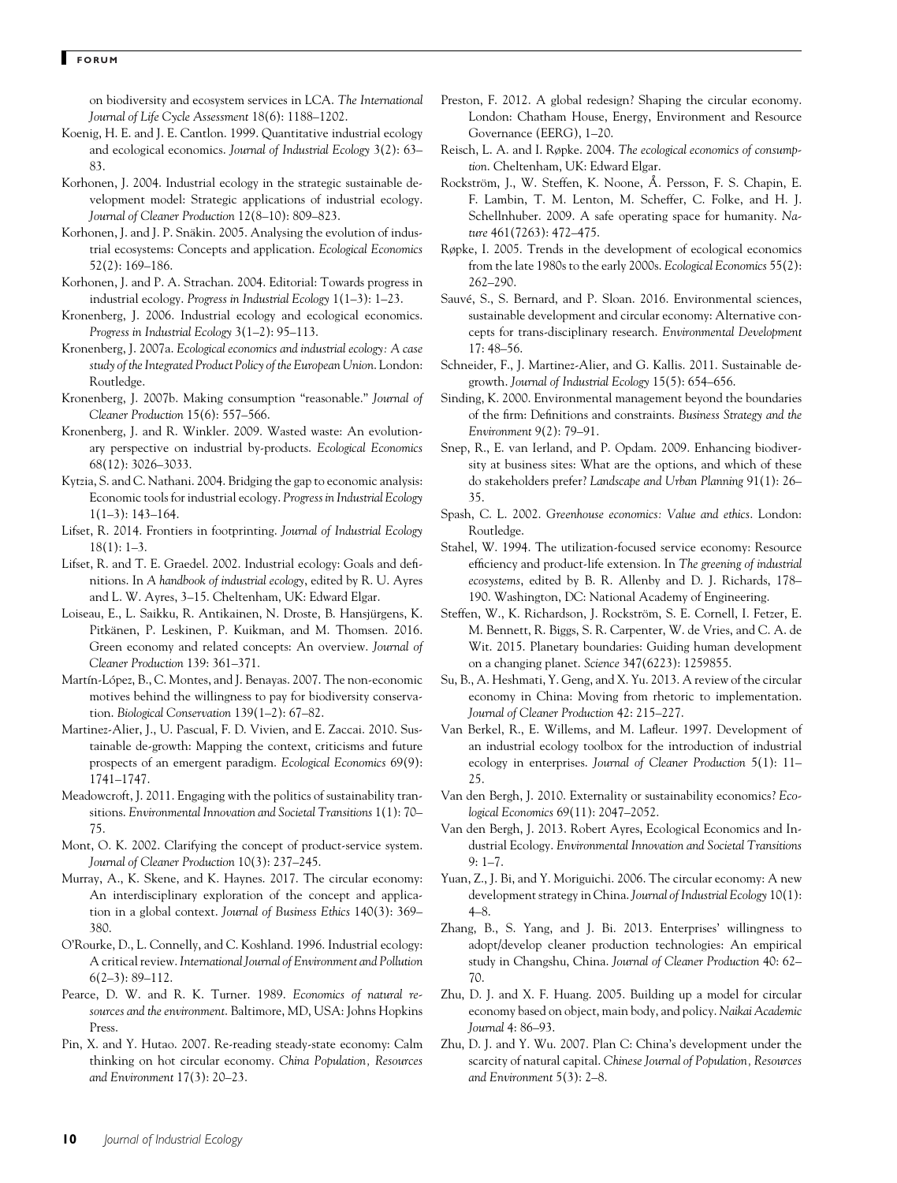on biodiversity and ecosystem services in LCA. *The International Journal of Life Cycle Assessment* 18(6): 1188–1202.

Koenig, H. E. and J. E. Cantlon. 1999. Quantitative industrial ecology and ecological economics. *Journal of Industrial Ecology* 3(2): 63–83.

Korhonen, J. 2004. Industrial ecology in the strategic sustainable development model: Strategic applications of industrial ecology. *Journal of Cleaner Production* 12(8–10): 809–823.

Korhonen, J. and J. P. Snäkin. 2005. Analysing the evolution of industrial ecosystems: Concepts and application. *Ecological Economics* 52(2): 169–186.

Korhonen, J. and P. A. Strachan. 2004. Editorial: Towards progress in industrial ecology. *Progress in Industrial Ecology* 1(1–3): 1–23.

Kronenberg, J. 2006. Industrial ecology and ecological economics. *Progress in Industrial Ecology* 3(1–2): 95–113.

Kronenberg, J. 2007a. *Ecological economics and industrial ecology: A case study of the Integrated Product Policy of the European Union*. London: Routledge.

Kronenberg, J. 2007b. Making consumption "reasonable." *Journal of Cleaner Production* 15(6): 557–566.

Kronenberg, J. and R. Winkler. 2009. Wasted waste: An evolutionary perspective on industrial by-products. *Ecological Economics* 68(12): 3026–3033.

Kytzia, S. and C. Nathani. 2004. Bridging the gap to economic analysis: Economic tools for industrial ecology. *Progress in Industrial Ecology* 1(1–3): 143–164.

Lifset, R. 2014. Frontiers in footprinting. *Journal of Industrial Ecology* 18(1): 1–3.

Lifset, R. and T. E. Graedel. 2002. Industrial ecology: Goals and definitions. In *A handbook of industrial ecology*, edited by R. U. Ayres and L. W. Ayres, 3–15. Cheltenham, UK: Edward Elgar.

Loiseau, E., L. Saikku, R. Antikainen, N. Droste, B. Hansjürgens, K. Pitkänen, P. Leskinen, P. Kuikman, and M. Thomsen. 2016. Green economy and related concepts: An overview. *Journal of Cleaner Production* 139: 361–371.

Martín-López, B., C. Montes, and J. Benayas. 2007. The non-economic motives behind the willingness to pay for biodiversity conservation. *Biological Conservation* 139(1–2): 67–82.

Martinez-Alier, J., U. Pascual, F. D. Vivien, and E. Zaccai. 2010. Sustainable de-growth: Mapping the context, criticisms and future prospects of an emergent paradigm. *Ecological Economics* 69(9): 1741–1747.

Meadowcroft, J. 2011. Engaging with the politics of sustainability transitions. *Environmental Innovation and Societal Transitions* 1(1): 70–75.

Mont, O. K. 2002. Clarifying the concept of product-service system. *Journal of Cleaner Production* 10(3): 237–245.

Murray, A., K. Skene, and K. Haynes. 2017. The circular economy: An interdisciplinary exploration of the concept and application in a global context. *Journal of Business Ethics* 140(3): 369–380.

O'Rourke, D., L. Connelly, and C. Koshland. 1996. Industrial ecology: A critical review. *International Journal of Environment and Pollution* 6(2–3): 89–112.

Pearce, D. W. and R. K. Turner. 1989. *Economics of natural resources and the environment*. Baltimore, MD, USA: Johns Hopkins Press.

Pin, X. and Y. Hutao. 2007. Re-reading steady-state economy: Calm thinking on hot circular economy. *China Population, Resources and Environment* 17(3): 20–23.

Preston, F. 2012. A global redesign? Shaping the circular economy. London: Chatham House, Energy, Environment and Resource Governance (EERG), 1–20.

Reisch, L. A. and I. Røpke. 2004. *The ecological economics of consumption*. Cheltenham, UK: Edward Elgar.

Rockström, J., W. Steffen, K. Noone, Å. Persson, F. S. Chapin, E. F. Lambin, T. M. Lenton, M. Scheffer, C. Folke, and H. J. Schellnhuber. 2009. A safe operating space for humanity. *Nature* 461(7263): 472–475.

Røpke, I. 2005. Trends in the development of ecological economics from the late 1980s to the early 2000s. *Ecological Economics* 55(2): 262–290.

Sauvé, S., S. Bernard, and P. Sloan. 2016. Environmental sciences, sustainable development and circular economy: Alternative concepts for trans-disciplinary research. *Environmental Development* 17: 48–56.

Schneider, F., J. Martinez-Alier, and G. Kallis. 2011. Sustainable degrowth. *Journal of Industrial Ecology* 15(5): 654–656.

Sinding, K. 2000. Environmental management beyond the boundaries of the firm: Definitions and constraints. *Business Strategy and the Environment* 9(2): 79–91.

Snep, R., E. van Ierland, and P. Opdam. 2009. Enhancing biodiversity at business sites: What are the options, and which of these do stakeholders prefer? *Landscape and Urban Planning* 91(1): 26–35.

Spash, C. L. 2002. *Greenhouse economics: Value and ethics*. London: Routledge.

Stahel, W. 1994. The utilization-focused service economy: Resource efficiency and product-life extension. In *The greening of industrial ecosystems*, edited by B. R. Allenby and D. J. Richards, 178–190. Washington, DC: National Academy of Engineering.

Steffen, W., K. Richardson, J. Rockström, S. E. Cornell, I. Fetzer, E. M. Bennett, R. Biggs, S. R. Carpenter, W. de Vries, and C. A. de Wit. 2015. Planetary boundaries: Guiding human development on a changing planet. *Science* 347(6223): 1259855.

Su, B., A. Heshmati, Y. Geng, and X. Yu. 2013. A review of the circular economy in China: Moving from rhetoric to implementation. *Journal of Cleaner Production* 42: 215–227.

Van Berkel, R., E. Willems, and M. Lafleur. 1997. Development of an industrial ecology toolbox for the introduction of industrial ecology in enterprises. *Journal of Cleaner Production* 5(1): 11–25.

Van den Bergh, J. 2010. Externality or sustainability economics? *Ecological Economics* 69(11): 2047–2052.

Van den Bergh, J. 2013. Robert Ayres, Ecological Economics and Industrial Ecology. *Environmental Innovation and Societal Transitions* 9: 1–7.

Yuan, Z., J. Bi, and Y. Moriguichi. 2006. The circular economy: A new development strategy in China. *Journal of Industrial Ecology* 10(1): 4–8.

Zhang, B., S. Yang, and J. Bi. 2013. Enterprises' willingness to adopt/develop cleaner production technologies: An empirical study in Changshu, China. *Journal of Cleaner Production* 40: 62–70.

Zhu, D. J. and X. F. Huang. 2005. Building up a model for circular economy based on object, main body, and policy. *Naikai Academic Journal* 4: 86–93.

Zhu, D. J. and Y. Wu. 2007. Plan C: China's development under the scarcity of natural capital. *Chinese Journal of Population, Resources and Environment* 5(3): 2–8.